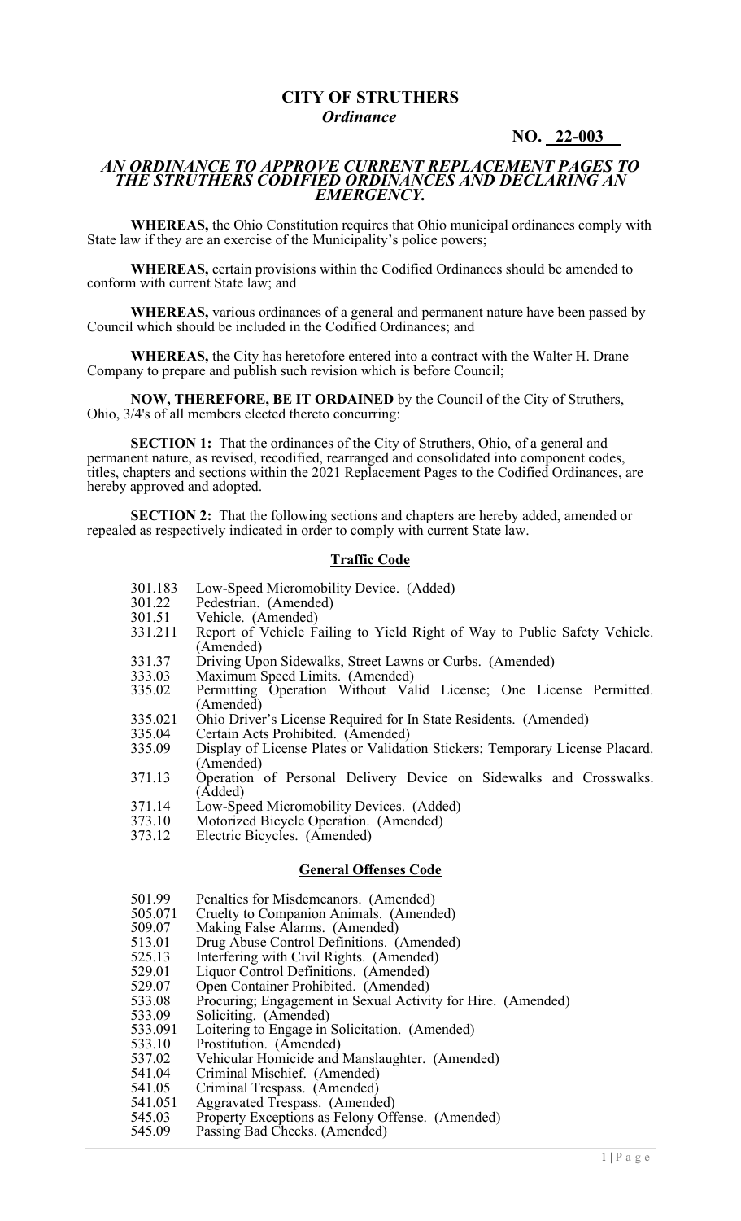# CITY OF STRUTHERS
## *Ordinance*

**NO. 22-003**

### *AN ORDINANCE TO APPROVE CURRENT REPLACEMENT PAGES TO THE STRUTHERS CODIFIED ORDINANCES AND DECLARING AN EMERGENCY.*

**WHEREAS,** the Ohio Constitution requires that Ohio municipal ordinances comply with State law if they are an exercise of the Municipality's police powers;

**WHEREAS,** certain provisions within the Codified Ordinances should be amended to conform with current State law; and

**WHEREAS,** various ordinances of a general and permanent nature have been passed by Council which should be included in the Codified Ordinances; and

**WHEREAS,** the City has heretofore entered into a contract with the Walter H. Drane Company to prepare and publish such revision which is before Council;

**NOW, THEREFORE, BE IT ORDAINED** by the Council of the City of Struthers, Ohio, 3/4's of all members elected thereto concurring:

**SECTION 1:** That the ordinances of the City of Struthers, Ohio, of a general and permanent nature, as revised, recodified, rearranged and consolidated into component codes, titles, chapters and sections within the 2021 Replacement Pages to the Codified Ordinances, are hereby approved and adopted.

**SECTION 2:** That the following sections and chapters are hereby added, amended or repealed as respectively indicated in order to comply with current State law.

**Traffic Code**

| | |
|---|---|
| 301.183 | Low-Speed Micromobility Device. (Added) |
| 301.22 | Pedestrian. (Amended) |
| 301.51 | Vehicle. (Amended) |
| 331.211 | Report of Vehicle Failing to Yield Right of Way to Public Safety Vehicle. (Amended) |
| 331.37 | Driving Upon Sidewalks, Street Lawns or Curbs. (Amended) |
| 333.03 | Maximum Speed Limits. (Amended) |
| 335.02 | Permitting Operation Without Valid License; One License Permitted. (Amended) |
| 335.021 | Ohio Driver's License Required for In State Residents. (Amended) |
| 335.04 | Certain Acts Prohibited. (Amended) |
| 335.09 | Display of License Plates or Validation Stickers; Temporary License Placard. (Amended) |
| 371.13 | Operation of Personal Delivery Device on Sidewalks and Crosswalks. (Added) |
| 371.14 | Low-Speed Micromobility Devices. (Added) |
| 373.10 | Motorized Bicycle Operation. (Amended) |
| 373.12 | Electric Bicycles. (Amended) |

**General Offenses Code**

| | |
|---|---|
| 501.99 | Penalties for Misdemeanors. (Amended) |
| 505.071 | Cruelty to Companion Animals. (Amended) |
| 509.07 | Making False Alarms. (Amended) |
| 513.01 | Drug Abuse Control Definitions. (Amended) |
| 525.13 | Interfering with Civil Rights. (Amended) |
| 529.01 | Liquor Control Definitions. (Amended) |
| 529.07 | Open Container Prohibited. (Amended) |
| 533.08 | Procuring; Engagement in Sexual Activity for Hire. (Amended) |
| 533.09 | Soliciting. (Amended) |
| 533.091 | Loitering to Engage in Solicitation. (Amended) |
| 533.10 | Prostitution. (Amended) |
| 537.02 | Vehicular Homicide and Manslaughter. (Amended) |
| 541.04 | Criminal Mischief. (Amended) |
| 541.05 | Criminal Trespass. (Amended) |
| 541.051 | Aggravated Trespass. (Amended) |
| 545.03 | Property Exceptions as Felony Offense. (Amended) |
| 545.09 | Passing Bad Checks. (Amended) |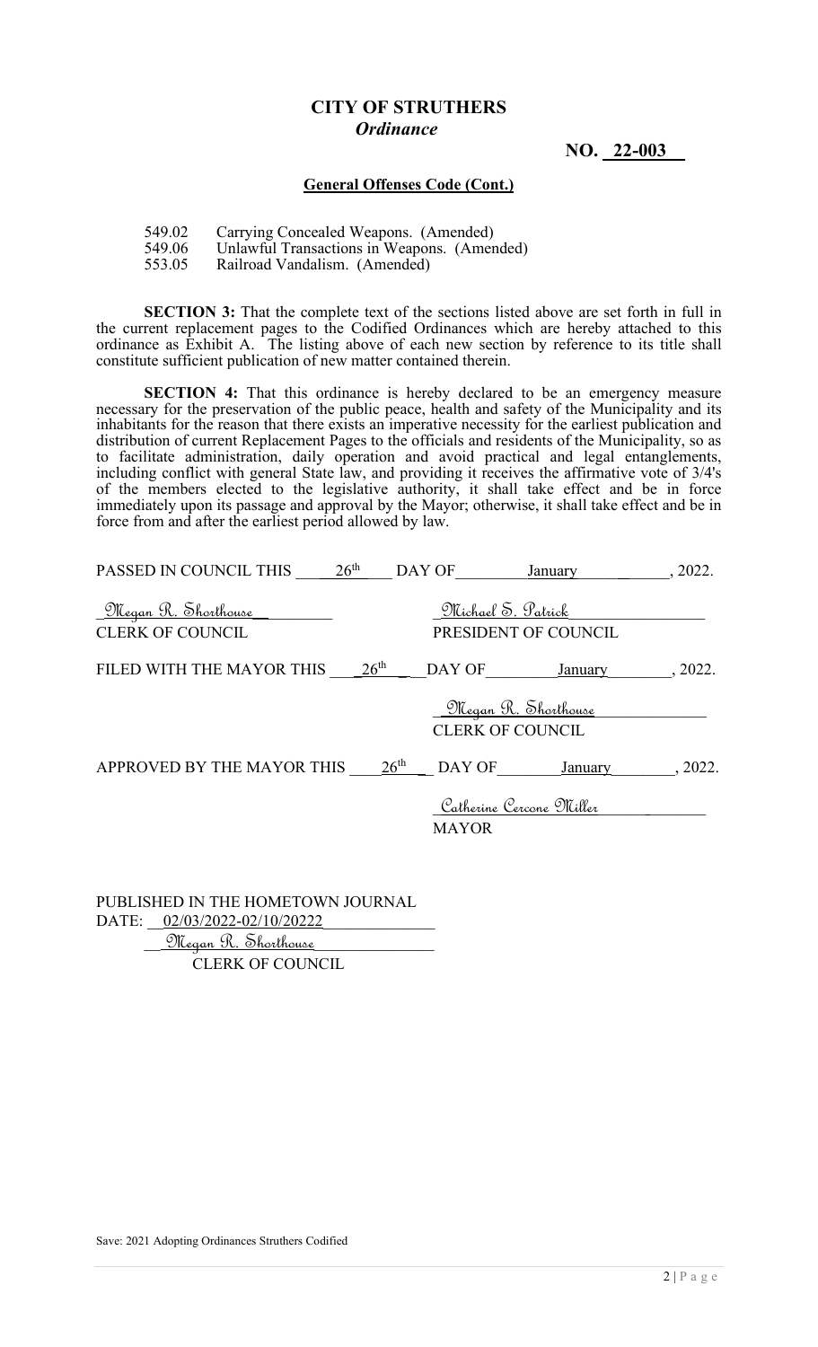**CITY OF STRUTHERS**
***Ordinance***

**NO. 22-003**

**General Offenses Code (Cont.)**

549.02 Carrying Concealed Weapons. (Amended)
549.06 Unlawful Transactions in Weapons. (Amended)
553.05 Railroad Vandalism. (Amended)

**SECTION 3:** That the complete text of the sections listed above are set forth in full in the current replacement pages to the Codified Ordinances which are hereby attached to this ordinance as Exhibit A. The listing above of each new section by reference to its title shall constitute sufficient publication of new matter contained therein.

**SECTION 4:** That this ordinance is hereby declared to be an emergency measure necessary for the preservation of the public peace, health and safety of the Municipality and its inhabitants for the reason that there exists an imperative necessity for the earliest publication and distribution of current Replacement Pages to the officials and residents of the Municipality, so as to facilitate administration, daily operation and avoid practical and legal entanglements, including conflict with general State law, and providing it receives the affirmative vote of 3/4's of the members elected to the legislative authority, it shall take effect and be in force immediately upon its passage and approval by the Mayor; otherwise, it shall take effect and be in force from and after the earliest period allowed by law.

PASSED IN COUNCIL THIS 26th DAY OF January, 2022.

Megan R. Shorthouse
CLERK OF COUNCIL

Michael S. Patrick
PRESIDENT OF COUNCIL

FILED WITH THE MAYOR THIS 26th DAY OF January, 2022.

Megan R. Shorthouse
CLERK OF COUNCIL

APPROVED BY THE MAYOR THIS 26th DAY OF January, 2022.

Catherine Cercone Miller
MAYOR

PUBLISHED IN THE HOMETOWN JOURNAL
DATE: 02/03/2022-02/10/20222
Megan R. Shorthouse
CLERK OF COUNCIL

Save: 2021 Adopting Ordinances Struthers Codified